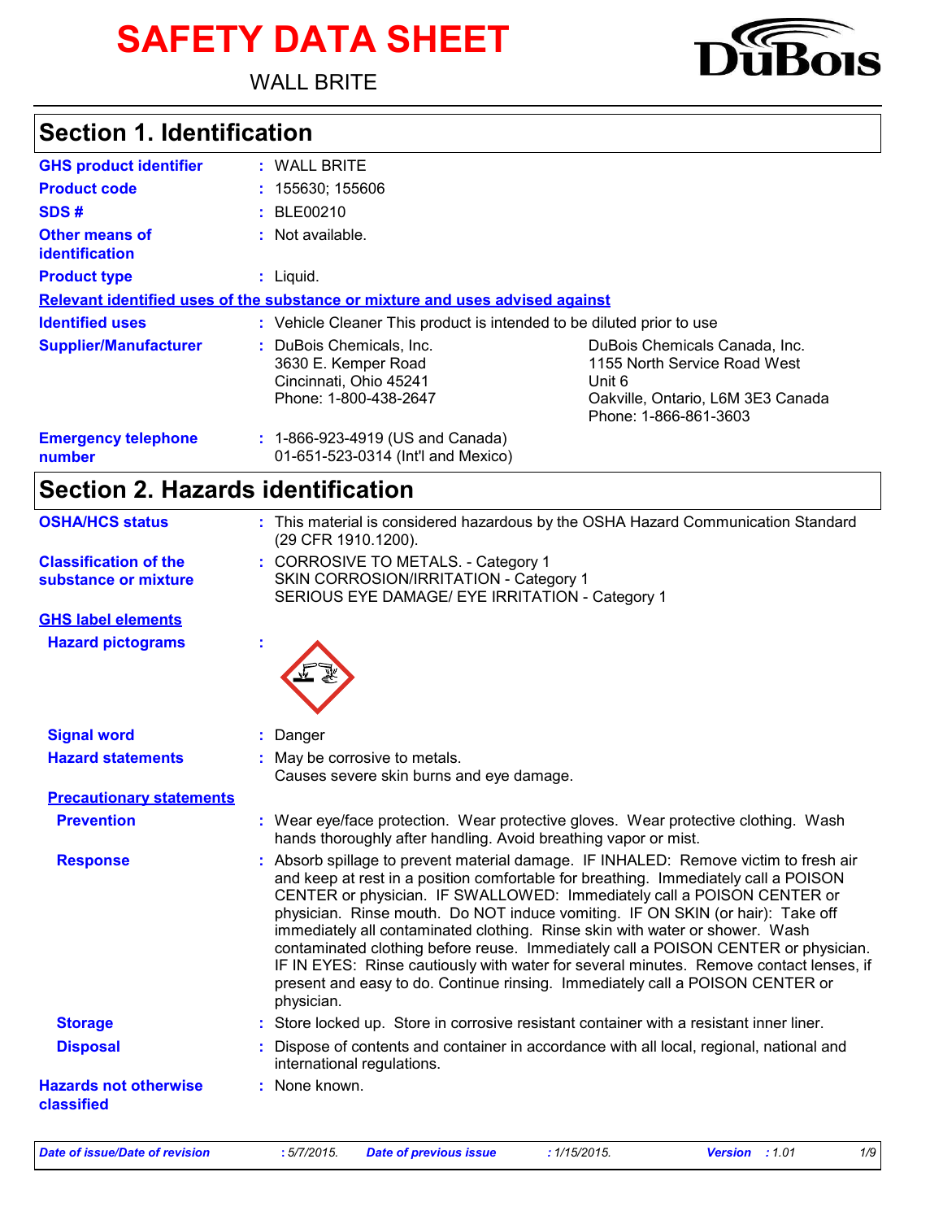# SAFETY DATA SHEET

WALL BRITE

DuBois

## Section 1. Identification

**GHS product identifier** : WALL BRITE

**Product code** : 155630; 155606

**SDS #** : BLE00210

**Other means of identification** : Not available.

**Product type** : Liquid.

**Relevant identified uses of the substance or mixture and uses advised against**

**Identified uses** : Vehicle Cleaner This product is intended to be diluted prior to use

**Supplier/Manufacturer** : DuBois Chemicals, Inc.
3630 E. Kemper Road
Cincinnati, Ohio 45241
Phone: 1-800-438-2647

DuBois Chemicals Canada, Inc.
1155 North Service Road West
Unit 6
Oakville, Ontario, L6M 3E3 Canada
Phone: 1-866-861-3603

**Emergency telephone number** : 1-866-923-4919 (US and Canada)
01-651-523-0314 (Int'l and Mexico)

## Section 2. Hazards identification

**OSHA/HCS status** : This material is considered hazardous by the OSHA Hazard Communication Standard (29 CFR 1910.1200).

**Classification of the substance or mixture** : CORROSIVE TO METALS. - Category 1
SKIN CORROSION/IRRITATION - Category 1
SERIOUS EYE DAMAGE/ EYE IRRITATION - Category 1

**GHS label elements**

**Hazard pictograms** :

**Signal word** : Danger

**Hazard statements** : May be corrosive to metals.
Causes severe skin burns and eye damage.

**Precautionary statements**

**Prevention** : Wear eye/face protection. Wear protective gloves. Wear protective clothing. Wash hands thoroughly after handling. Avoid breathing vapor or mist.

**Response** : Absorb spillage to prevent material damage. IF INHALED: Remove victim to fresh air and keep at rest in a position comfortable for breathing. Immediately call a POISON CENTER or physician. IF SWALLOWED: Immediately call a POISON CENTER or physician. Rinse mouth. Do NOT induce vomiting. IF ON SKIN (or hair): Take off immediately all contaminated clothing. Rinse skin with water or shower. Wash contaminated clothing before reuse. Immediately call a POISON CENTER or physician. IF IN EYES: Rinse cautiously with water for several minutes. Remove contact lenses, if present and easy to do. Continue rinsing. Immediately call a POISON CENTER or physician.

**Storage** : Store locked up. Store in corrosive resistant container with a resistant inner liner.

**Disposal** : Dispose of contents and container in accordance with all local, regional, national and international regulations.

**Hazards not otherwise classified** : None known.

*Date of issue/Date of revision* : 5/7/2015. *Date of previous issue* : 1/15/2015. *Version* : 1.01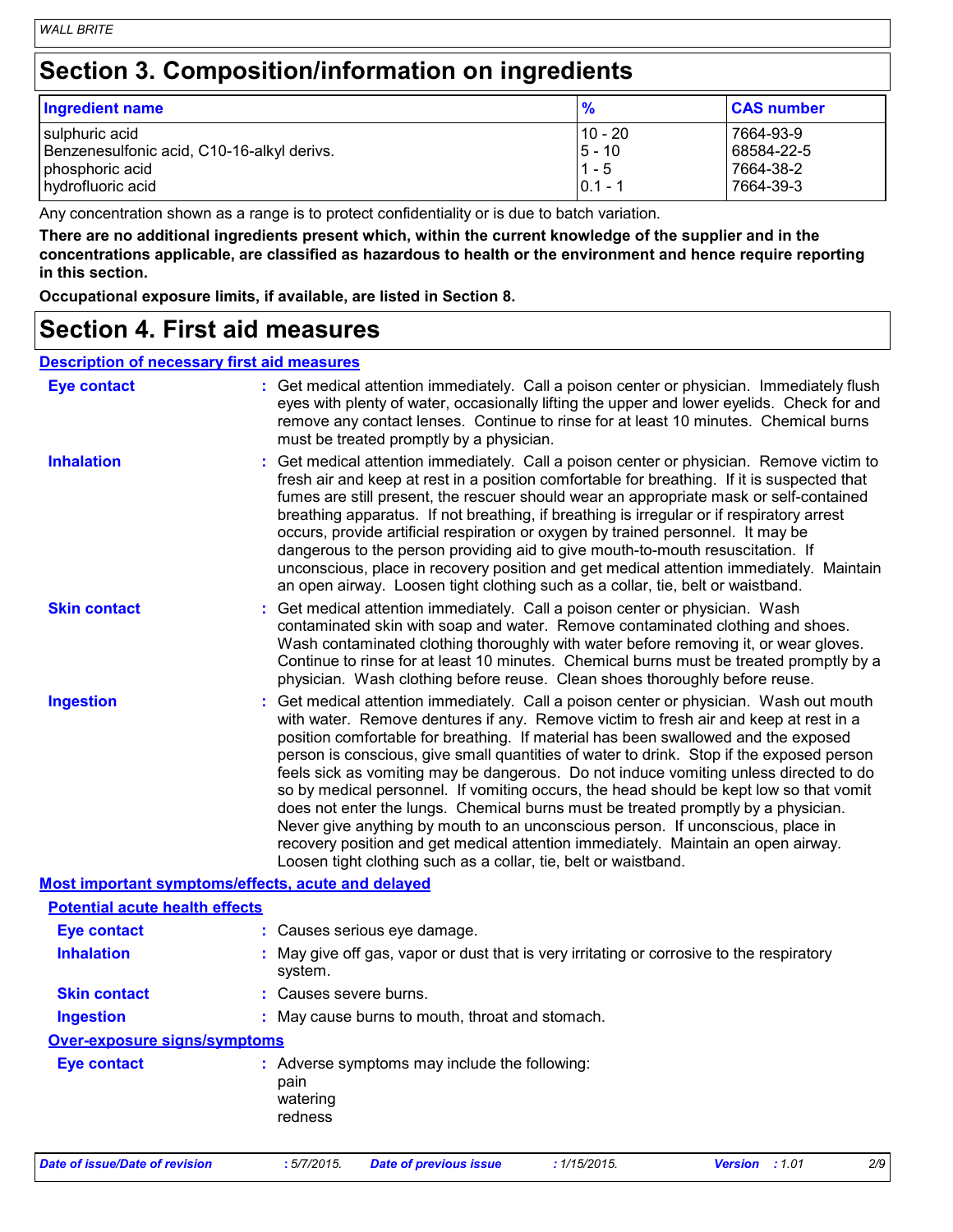## Section 3. Composition/information on ingredients

| Ingredient name | % | CAS number |
|---|---|---|
| sulphuric acid | 10 - 20 | 7664-93-9 |
| Benzenesulfonic acid, C10-16-alkyl derivs. | 5 - 10 | 68584-22-5 |
| phosphoric acid | 1 - 5 | 7664-38-2 |
| hydrofluoric acid | 0.1 - 1 | 7664-39-3 |

Any concentration shown as a range is to protect confidentiality or is due to batch variation.

**There are no additional ingredients present which, within the current knowledge of the supplier and in the concentrations applicable, are classified as hazardous to health or the environment and hence require reporting in this section.**

**Occupational exposure limits, if available, are listed in Section 8.**

## Section 4. First aid measures

### Description of necessary first aid measures

**Eye contact** : Get medical attention immediately. Call a poison center or physician. Immediately flush eyes with plenty of water, occasionally lifting the upper and lower eyelids. Check for and remove any contact lenses. Continue to rinse for at least 10 minutes. Chemical burns must be treated promptly by a physician.

**Inhalation** : Get medical attention immediately. Call a poison center or physician. Remove victim to fresh air and keep at rest in a position comfortable for breathing. If it is suspected that fumes are still present, the rescuer should wear an appropriate mask or self-contained breathing apparatus. If not breathing, if breathing is irregular or if respiratory arrest occurs, provide artificial respiration or oxygen by trained personnel. It may be dangerous to the person providing aid to give mouth-to-mouth resuscitation. If unconscious, place in recovery position and get medical attention immediately. Maintain an open airway. Loosen tight clothing such as a collar, tie, belt or waistband.

**Skin contact** : Get medical attention immediately. Call a poison center or physician. Wash contaminated skin with soap and water. Remove contaminated clothing and shoes. Wash contaminated clothing thoroughly with water before removing it, or wear gloves. Continue to rinse for at least 10 minutes. Chemical burns must be treated promptly by a physician. Wash clothing before reuse. Clean shoes thoroughly before reuse.

**Ingestion** : Get medical attention immediately. Call a poison center or physician. Wash out mouth with water. Remove dentures if any. Remove victim to fresh air and keep at rest in a position comfortable for breathing. If material has been swallowed and the exposed person is conscious, give small quantities of water to drink. Stop if the exposed person feels sick as vomiting may be dangerous. Do not induce vomiting unless directed to do so by medical personnel. If vomiting occurs, the head should be kept low so that vomit does not enter the lungs. Chemical burns must be treated promptly by a physician. Never give anything by mouth to an unconscious person. If unconscious, place in recovery position and get medical attention immediately. Maintain an open airway. Loosen tight clothing such as a collar, tie, belt or waistband.

### Most important symptoms/effects, acute and delayed

#### Potential acute health effects

**Eye contact** : Causes serious eye damage.

**Inhalation** : May give off gas, vapor or dust that is very irritating or corrosive to the respiratory system.

**Skin contact** : Causes severe burns.

**Ingestion** : May cause burns to mouth, throat and stomach.

#### Over-exposure signs/symptoms

**Eye contact** : Adverse symptoms may include the following:
pain
watering
redness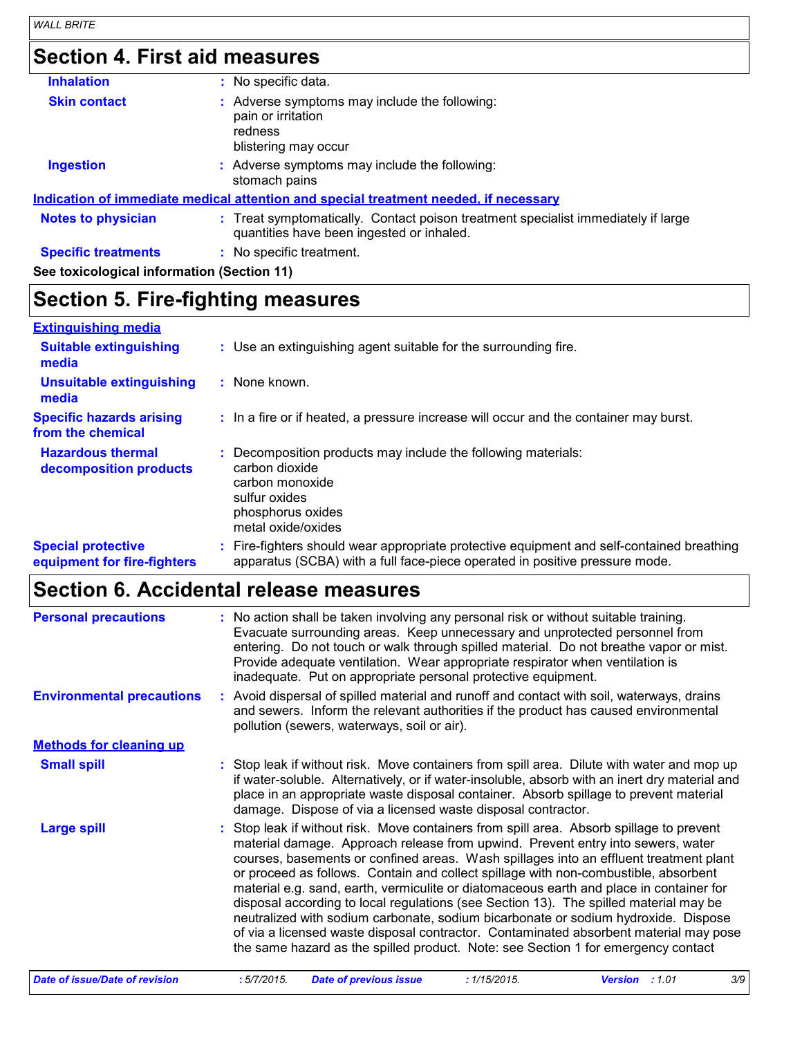## Section 4. First aid measures

**Inhalation** : No specific data.

**Skin contact** : Adverse symptoms may include the following:
pain or irritation
redness
blistering may occur

**Ingestion** : Adverse symptoms may include the following:
stomach pains

**Indication of immediate medical attention and special treatment needed, if necessary**

**Notes to physician** : Treat symptomatically. Contact poison treatment specialist immediately if large quantities have been ingested or inhaled.

**Specific treatments** : No specific treatment.

**See toxicological information (Section 11)**

## Section 5. Fire-fighting measures

**Extinguishing media**

**Suitable extinguishing media** : Use an extinguishing agent suitable for the surrounding fire.

**Unsuitable extinguishing media** : None known.

**Specific hazards arising from the chemical** : In a fire or if heated, a pressure increase will occur and the container may burst.

**Hazardous thermal decomposition products** : Decomposition products may include the following materials:
carbon dioxide
carbon monoxide
sulfur oxides
phosphorus oxides
metal oxide/oxides

**Special protective equipment for fire-fighters** : Fire-fighters should wear appropriate protective equipment and self-contained breathing apparatus (SCBA) with a full face-piece operated in positive pressure mode.

## Section 6. Accidental release measures

**Personal precautions** : No action shall be taken involving any personal risk or without suitable training. Evacuate surrounding areas. Keep unnecessary and unprotected personnel from entering. Do not touch or walk through spilled material. Do not breathe vapor or mist. Provide adequate ventilation. Wear appropriate respirator when ventilation is inadequate. Put on appropriate personal protective equipment.

**Environmental precautions** : Avoid dispersal of spilled material and runoff and contact with soil, waterways, drains and sewers. Inform the relevant authorities if the product has caused environmental pollution (sewers, waterways, soil or air).

**Methods for cleaning up**

**Small spill** : Stop leak if without risk. Move containers from spill area. Dilute with water and mop up if water-soluble. Alternatively, or if water-insoluble, absorb with an inert dry material and place in an appropriate waste disposal container. Absorb spillage to prevent material damage. Dispose of via a licensed waste disposal contractor.

**Large spill** : Stop leak if without risk. Move containers from spill area. Absorb spillage to prevent material damage. Approach release from upwind. Prevent entry into sewers, water courses, basements or confined areas. Wash spillages into an effluent treatment plant or proceed as follows. Contain and collect spillage with non-combustible, absorbent material e.g. sand, earth, vermiculite or diatomaceous earth and place in container for disposal according to local regulations (see Section 13). The spilled material may be neutralized with sodium carbonate, sodium bicarbonate or sodium hydroxide. Dispose of via a licensed waste disposal contractor. Contaminated absorbent material may pose the same hazard as the spilled product. Note: see Section 1 for emergency contact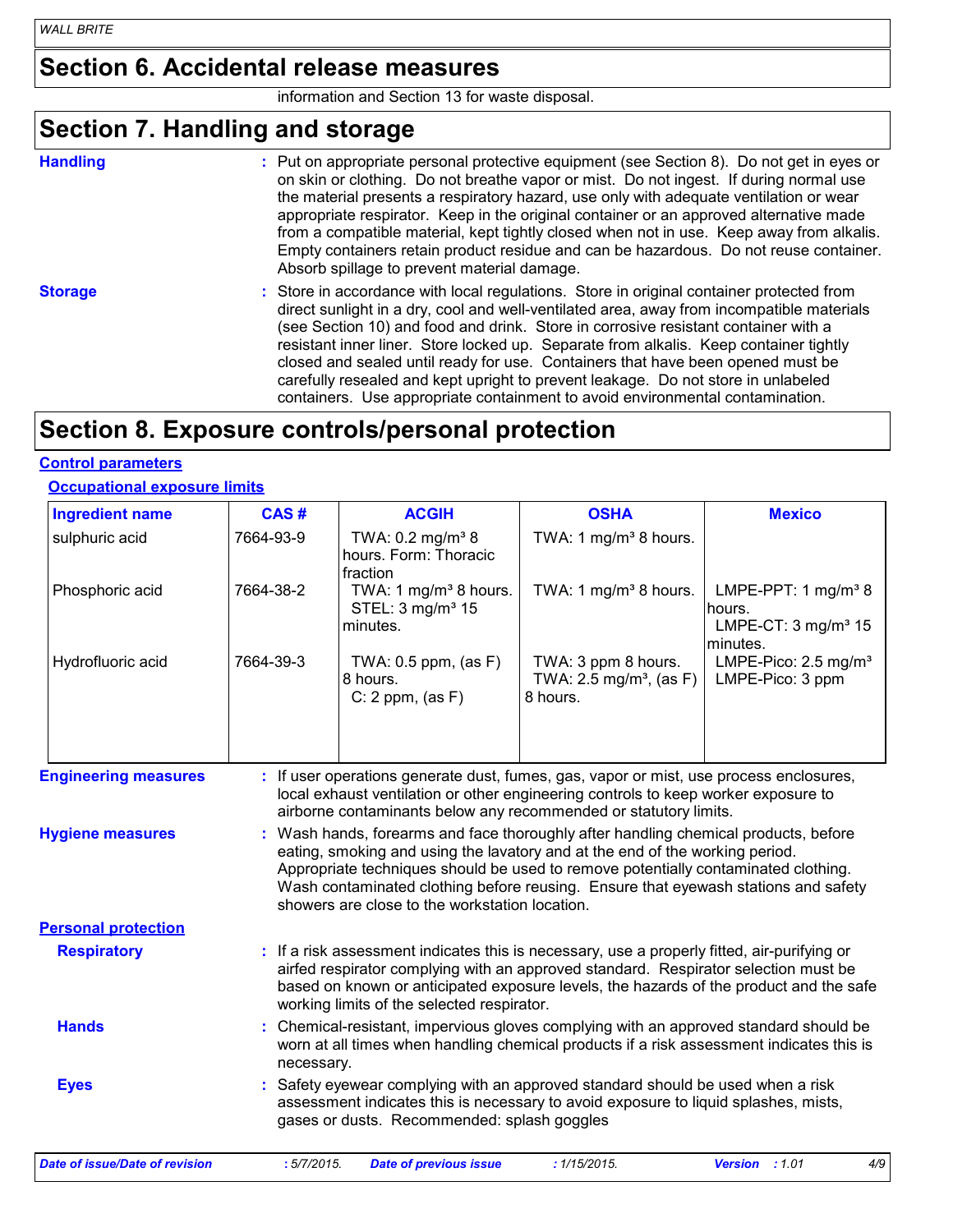# Section 6. Accidental release measures

information and Section 13 for waste disposal.

# Section 7. Handling and storage

**Handling** : Put on appropriate personal protective equipment (see Section 8). Do not get in eyes or on skin or clothing. Do not breathe vapor or mist. Do not ingest. If during normal use the material presents a respiratory hazard, use only with adequate ventilation or wear appropriate respirator. Keep in the original container or an approved alternative made from a compatible material, kept tightly closed when not in use. Keep away from alkalis. Empty containers retain product residue and can be hazardous. Do not reuse container. Absorb spillage to prevent material damage.

**Storage** : Store in accordance with local regulations. Store in original container protected from direct sunlight in a dry, cool and well-ventilated area, away from incompatible materials (see Section 10) and food and drink. Store in corrosive resistant container with a resistant inner liner. Store locked up. Separate from alkalis. Keep container tightly closed and sealed until ready for use. Containers that have been opened must be carefully resealed and kept upright to prevent leakage. Do not store in unlabeled containers. Use appropriate containment to avoid environmental contamination.

# Section 8. Exposure controls/personal protection

## Control parameters

### Occupational exposure limits

| Ingredient name | CAS # | ACGIH | OSHA | Mexico |
|---|---|---|---|---|
| sulphuric acid | 7664-93-9 | TWA: 0.2 mg/m³ 8 hours. Form: Thoracic fraction | TWA: 1 mg/m³ 8 hours. | |
| Phosphoric acid | 7664-38-2 | TWA: 1 mg/m³ 8 hours.<br>STEL: 3 mg/m³ 15 minutes. | TWA: 1 mg/m³ 8 hours. | LMPE-PPT: 1 mg/m³ 8 hours.<br>LMPE-CT: 3 mg/m³ 15 minutes. |
| Hydrofluoric acid | 7664-39-3 | TWA: 0.5 ppm, (as F) 8 hours.<br>C: 2 ppm, (as F) | TWA: 3 ppm 8 hours.<br>TWA: 2.5 mg/m³, (as F) 8 hours. | LMPE-Pico: 2.5 mg/m³<br>LMPE-Pico: 3 ppm |

**Engineering measures** : If user operations generate dust, fumes, gas, vapor or mist, use process enclosures, local exhaust ventilation or other engineering controls to keep worker exposure to airborne contaminants below any recommended or statutory limits.

**Hygiene measures** : Wash hands, forearms and face thoroughly after handling chemical products, before eating, smoking and using the lavatory and at the end of the working period. Appropriate techniques should be used to remove potentially contaminated clothing. Wash contaminated clothing before reusing. Ensure that eyewash stations and safety showers are close to the workstation location.

## Personal protection

**Respiratory** : If a risk assessment indicates this is necessary, use a properly fitted, air-purifying or airfed respirator complying with an approved standard. Respirator selection must be based on known or anticipated exposure levels, the hazards of the product and the safe working limits of the selected respirator.

**Hands** : Chemical-resistant, impervious gloves complying with an approved standard should be worn at all times when handling chemical products if a risk assessment indicates this is necessary.

**Eyes** : Safety eyewear complying with an approved standard should be used when a risk assessment indicates this is necessary to avoid exposure to liquid splashes, mists, gases or dusts. Recommended: splash goggles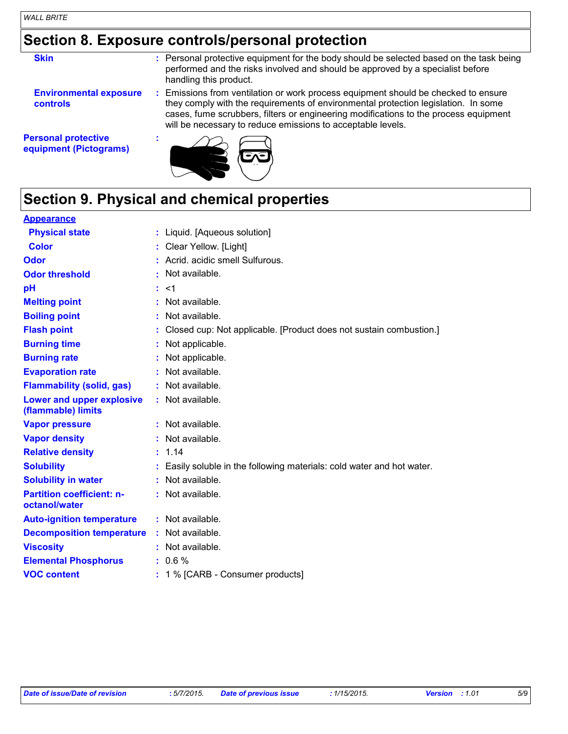## Section 8. Exposure controls/personal protection

| | | |
|---|---|---|
| **Skin** | : | Personal protective equipment for the body should be selected based on the task being performed and the risks involved and should be approved by a specialist before handling this product. |
| **Environmental exposure controls** | : | Emissions from ventilation or work process equipment should be checked to ensure they comply with the requirements of environmental protection legislation. In some cases, fume scrubbers, filters or engineering modifications to the process equipment will be necessary to reduce emissions to acceptable levels. |
| **Personal protective equipment (Pictograms)** | : | |

## Section 9. Physical and chemical properties

| | | |
|---|---|---|
| **Appearance** | | |
| **Physical state** | : | Liquid. [Aqueous solution] |
| **Color** | : | Clear Yellow. [Light] |
| **Odor** | : | Acrid. acidic smell Sulfurous. |
| **Odor threshold** | : | Not available. |
| **pH** | : | <1 |
| **Melting point** | : | Not available. |
| **Boiling point** | : | Not available. |
| **Flash point** | : | Closed cup: Not applicable. [Product does not sustain combustion.] |
| **Burning time** | : | Not applicable. |
| **Burning rate** | : | Not applicable. |
| **Evaporation rate** | : | Not available. |
| **Flammability (solid, gas)** | : | Not available. |
| **Lower and upper explosive (flammable) limits** | : | Not available. |
| **Vapor pressure** | : | Not available. |
| **Vapor density** | : | Not available. |
| **Relative density** | : | 1.14 |
| **Solubility** | : | Easily soluble in the following materials: cold water and hot water. |
| **Solubility in water** | : | Not available. |
| **Partition coefficient: n-octanol/water** | : | Not available. |
| **Auto-ignition temperature** | : | Not available. |
| **Decomposition temperature** | : | Not available. |
| **Viscosity** | : | Not available. |
| **Elemental Phosphorus** | : | 0.6 % |
| **VOC content** | : | 1 % [CARB - Consumer products] |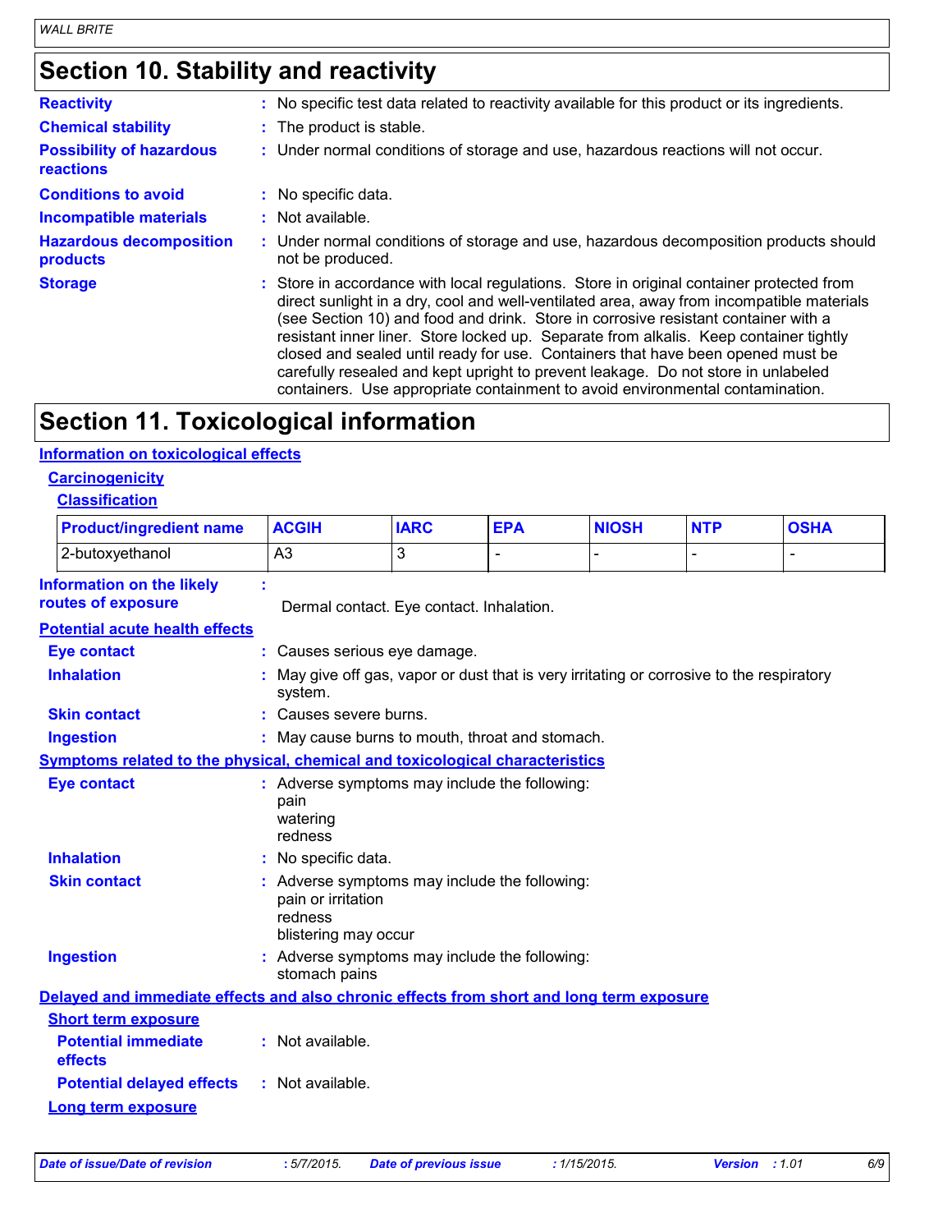## Section 10. Stability and reactivity

**Reactivity** : No specific test data related to reactivity available for this product or its ingredients.

**Chemical stability** : The product is stable.

**Possibility of hazardous reactions** : Under normal conditions of storage and use, hazardous reactions will not occur.

**Conditions to avoid** : No specific data.

**Incompatible materials** : Not available.

**Hazardous decomposition products** : Under normal conditions of storage and use, hazardous decomposition products should not be produced.

**Storage** : Store in accordance with local regulations. Store in original container protected from direct sunlight in a dry, cool and well-ventilated area, away from incompatible materials (see Section 10) and food and drink. Store in corrosive resistant container with a resistant inner liner. Store locked up. Separate from alkalis. Keep container tightly closed and sealed until ready for use. Containers that have been opened must be carefully resealed and kept upright to prevent leakage. Do not store in unlabeled containers. Use appropriate containment to avoid environmental contamination.

## Section 11. Toxicological information

### Information on toxicological effects

#### Carcinogenicity

##### Classification

| Product/ingredient name | ACGIH | IARC | EPA | NIOSH | NTP | OSHA |
|---|---|---|---|---|---|---|
| 2-butoxyethanol | A3 | 3 | - | - | - | - |

**Information on the likely routes of exposure** : Dermal contact. Eye contact. Inhalation.

### Potential acute health effects

**Eye contact** : Causes serious eye damage.

**Inhalation** : May give off gas, vapor or dust that is very irritating or corrosive to the respiratory system.

**Skin contact** : Causes severe burns.

**Ingestion** : May cause burns to mouth, throat and stomach.

### Symptoms related to the physical, chemical and toxicological characteristics

**Eye contact** : Adverse symptoms may include the following:
pain
watering
redness

**Inhalation** : No specific data.

**Skin contact** : Adverse symptoms may include the following:
pain or irritation
redness
blistering may occur

**Ingestion** : Adverse symptoms may include the following:
stomach pains

### Delayed and immediate effects and also chronic effects from short and long term exposure

#### Short term exposure

**Potential immediate effects** : Not available.

**Potential delayed effects** : Not available.

#### Long term exposure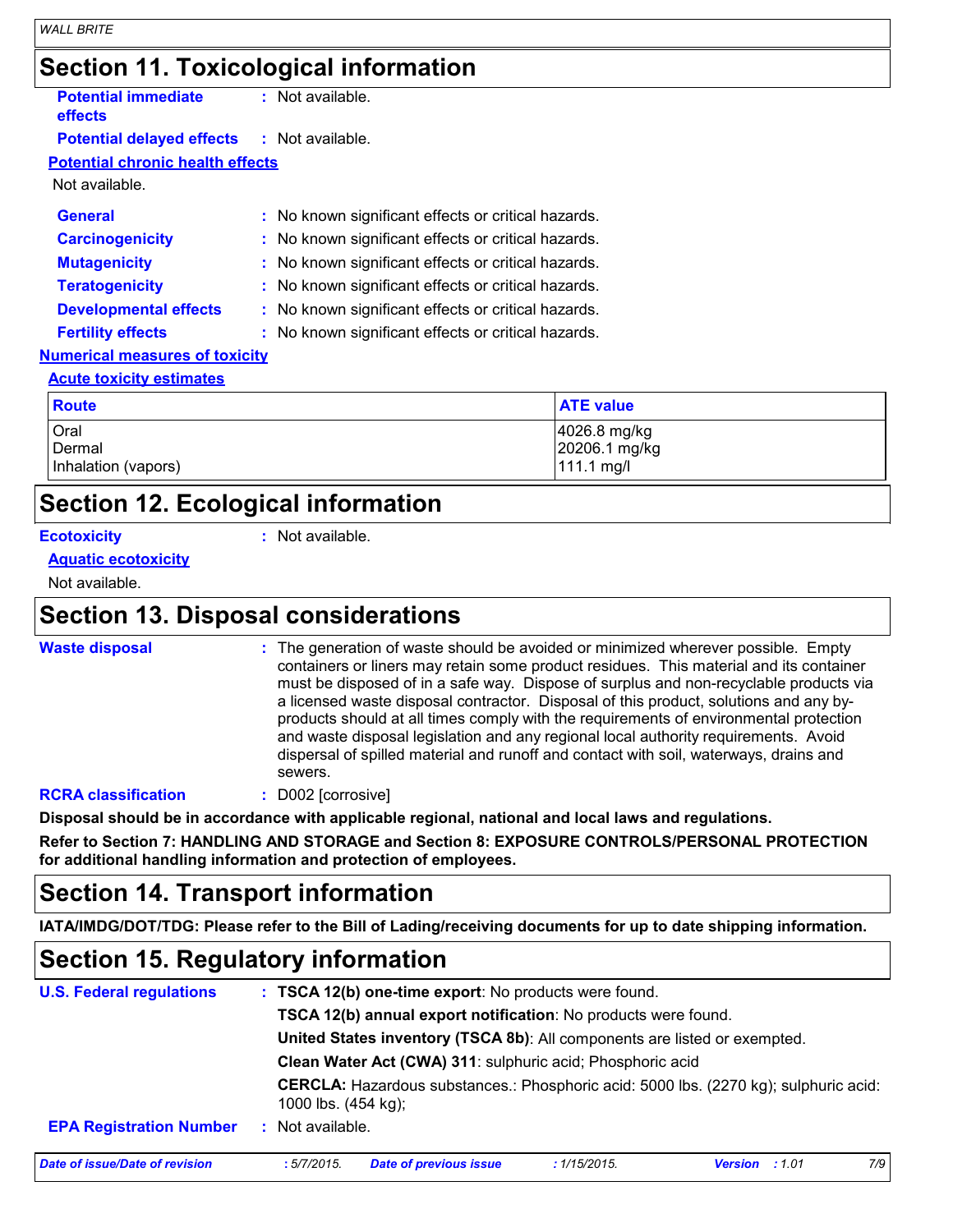## Section 11. Toxicological information

**Potential immediate effects** : Not available.

**Potential delayed effects** : Not available.

**Potential chronic health effects**

Not available.

**General** : No known significant effects or critical hazards.

**Carcinogenicity** : No known significant effects or critical hazards.

**Mutagenicity** : No known significant effects or critical hazards.

**Teratogenicity** : No known significant effects or critical hazards.

**Developmental effects** : No known significant effects or critical hazards.

**Fertility effects** : No known significant effects or critical hazards.

**Numerical measures of toxicity**

**Acute toxicity estimates**

| Route | ATE value |
|---|---|
| Oral | 4026.8 mg/kg |
| Dermal | 20206.1 mg/kg |
| Inhalation (vapors) | 111.1 mg/l |

## Section 12. Ecological information

**Ecotoxicity** : Not available.

**Aquatic ecotoxicity**

Not available.

## Section 13. Disposal considerations

**Waste disposal** : The generation of waste should be avoided or minimized wherever possible. Empty containers or liners may retain some product residues. This material and its container must be disposed of in a safe way. Dispose of surplus and non-recyclable products via a licensed waste disposal contractor. Disposal of this product, solutions and any by-products should at all times comply with the requirements of environmental protection and waste disposal legislation and any regional local authority requirements. Avoid dispersal of spilled material and runoff and contact with soil, waterways, drains and sewers.

**RCRA classification** : D002 [corrosive]

**Disposal should be in accordance with applicable regional, national and local laws and regulations.**

**Refer to Section 7: HANDLING AND STORAGE and Section 8: EXPOSURE CONTROLS/PERSONAL PROTECTION for additional handling information and protection of employees.**

## Section 14. Transport information

**IATA/IMDG/DOT/TDG: Please refer to the Bill of Lading/receiving documents for up to date shipping information.**

## Section 15. Regulatory information

**U.S. Federal regulations** : **TSCA 12(b) one-time export**: No products were found.

**TSCA 12(b) annual export notification**: No products were found.

**United States inventory (TSCA 8b)**: All components are listed or exempted.

**Clean Water Act (CWA) 311**: sulphuric acid; Phosphoric acid

**CERCLA:** Hazardous substances.: Phosphoric acid: 5000 lbs. (2270 kg); sulphuric acid: 1000 lbs. (454 kg);

**EPA Registration Number** : Not available.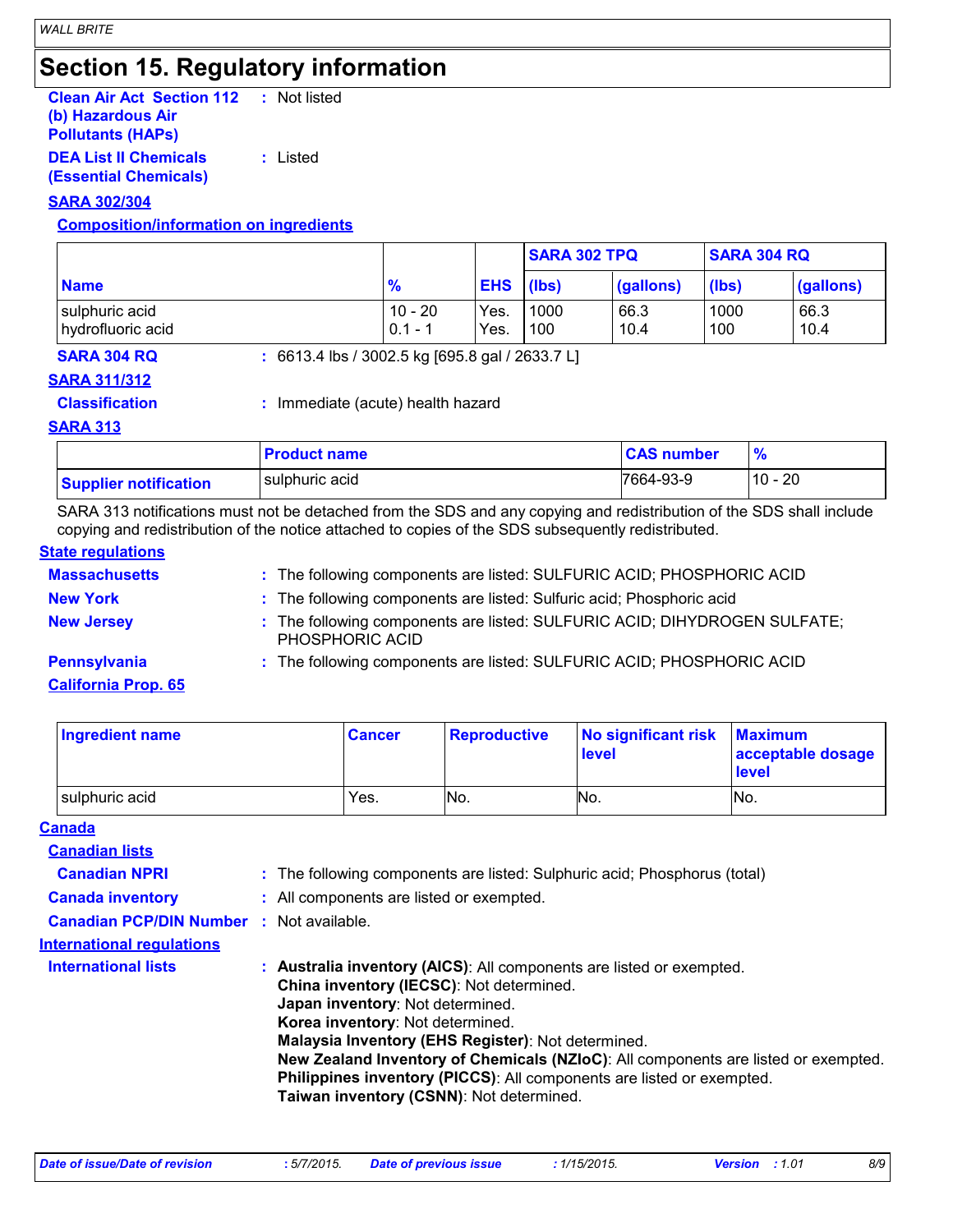## Section 15. Regulatory information

**Clean Air Act Section 112 (b) Hazardous Air Pollutants (HAPs)** : Not listed

**DEA List II Chemicals (Essential Chemicals)** : Listed

**SARA 302/304**

**Composition/information on ingredients**

| | | | SARA 302 TPQ | | SARA 304 RQ | |
|---|---|---|---|---|---|---|
| **Name** | **%** | **EHS** | **(lbs)** | **(gallons)** | **(lbs)** | **(gallons)** |
| sulphuric acid | 10 - 20 | Yes. | 1000 | 66.3 | 1000 | 66.3 |
| hydrofluoric acid | 0.1 - 1 | Yes. | 100 | 10.4 | 100 | 10.4 |

**SARA 304 RQ** : 6613.4 lbs / 3002.5 kg [695.8 gal / 2633.7 L]

**SARA 311/312**

**Classification** : Immediate (acute) health hazard

**SARA 313**

| | Product name | CAS number | % |
|---|---|---|---|
| **Supplier notification** | sulphuric acid | 7664-93-9 | 10 - 20 |

SARA 313 notifications must not be detached from the SDS and any copying and redistribution of the SDS shall include copying and redistribution of the notice attached to copies of the SDS subsequently redistributed.

**State regulations**

**Massachusetts** : The following components are listed: SULFURIC ACID; PHOSPHORIC ACID

**New York** : The following components are listed: Sulfuric acid; Phosphoric acid

**New Jersey** : The following components are listed: SULFURIC ACID; DIHYDROGEN SULFATE; PHOSPHORIC ACID

**Pennsylvania** : The following components are listed: SULFURIC ACID; PHOSPHORIC ACID

**California Prop. 65**

| Ingredient name | Cancer | Reproductive | No significant risk level | Maximum acceptable dosage level |
|---|---|---|---|---|
| sulphuric acid | Yes. | No. | No. | No. |

**Canada**

**Canadian lists**

**Canadian NPRI** : The following components are listed: Sulphuric acid; Phosphorus (total)

**Canada inventory** : All components are listed or exempted.

**Canadian PCP/DIN Number** : Not available.

**International regulations**

**International lists** :
**Australia inventory (AICS)**: All components are listed or exempted.
**China inventory (IECSC)**: Not determined.
**Japan inventory**: Not determined.
**Korea inventory**: Not determined.
**Malaysia Inventory (EHS Register)**: Not determined.
**New Zealand Inventory of Chemicals (NZIoC)**: All components are listed or exempted.
**Philippines inventory (PICCS)**: All components are listed or exempted.
**Taiwan inventory (CSNN)**: Not determined.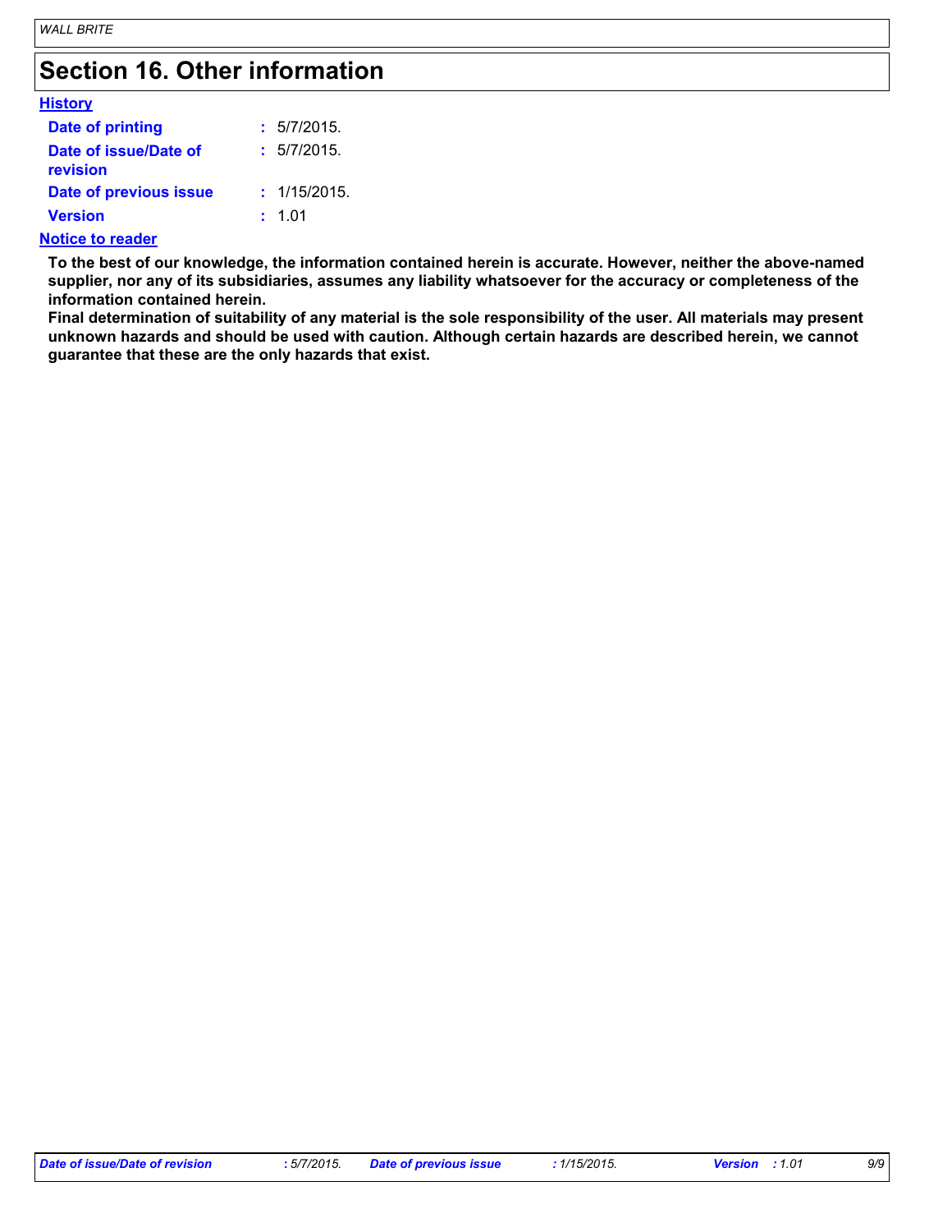## Section 16. Other information

**History**

| | |
|---|---|
| **Date of printing** | : 5/7/2015. |
| **Date of issue/Date of revision** | : 5/7/2015. |
| **Date of previous issue** | : 1/15/2015. |
| **Version** | : 1.01 |

**Notice to reader**

**To the best of our knowledge, the information contained herein is accurate. However, neither the above-named supplier, nor any of its subsidiaries, assumes any liability whatsoever for the accuracy or completeness of the information contained herein.**
**Final determination of suitability of any material is the sole responsibility of the user. All materials may present unknown hazards and should be used with caution. Although certain hazards are described herein, we cannot guarantee that these are the only hazards that exist.**